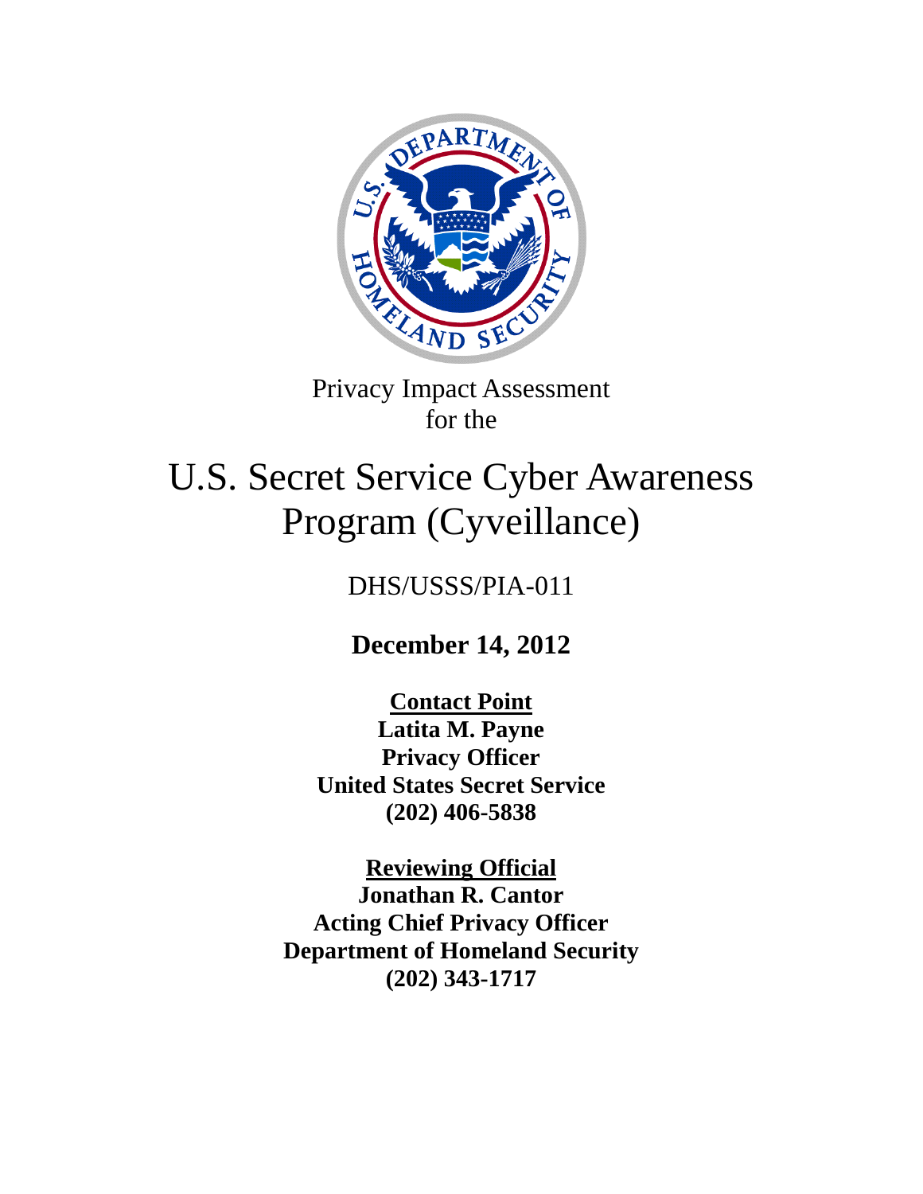Privacy Impact Assessment
for the

# U.S. Secret Service Cyber Awareness Program (Cyveillance)

DHS/USSS/PIA-011

**December 14, 2012**

**Contact Point**
**Latita M. Payne**
**Privacy Officer**
**United States Secret Service**
**(202) 406-5838**

**Reviewing Official**
**Jonathan R. Cantor**
**Acting Chief Privacy Officer**
**Department of Homeland Security**
**(202) 343-1717**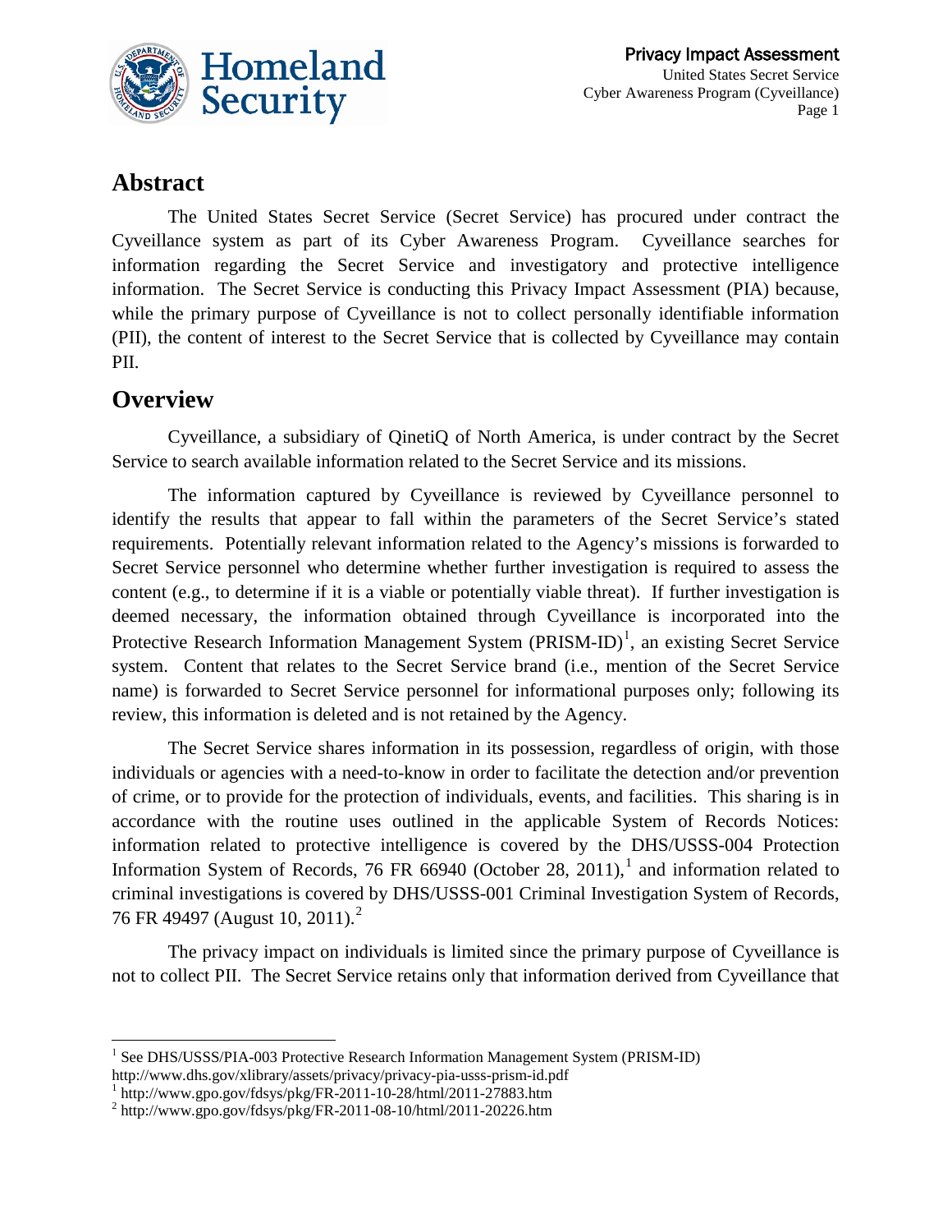## Abstract

The United States Secret Service (Secret Service) has procured under contract the Cyveillance system as part of its Cyber Awareness Program. Cyveillance searches for information regarding the Secret Service and investigatory and protective intelligence information. The Secret Service is conducting this Privacy Impact Assessment (PIA) because, while the primary purpose of Cyveillance is not to collect personally identifiable information (PII), the content of interest to the Secret Service that is collected by Cyveillance may contain PII.

## Overview

Cyveillance, a subsidiary of QinetiQ of North America, is under contract by the Secret Service to search available information related to the Secret Service and its missions.

The information captured by Cyveillance is reviewed by Cyveillance personnel to identify the results that appear to fall within the parameters of the Secret Service's stated requirements. Potentially relevant information related to the Agency's missions is forwarded to Secret Service personnel who determine whether further investigation is required to assess the content (e.g., to determine if it is a viable or potentially viable threat). If further investigation is deemed necessary, the information obtained through Cyveillance is incorporated into the Protective Research Information Management System (PRISM-ID)[1], an existing Secret Service system. Content that relates to the Secret Service brand (i.e., mention of the Secret Service name) is forwarded to Secret Service personnel for informational purposes only; following its review, this information is deleted and is not retained by the Agency.

The Secret Service shares information in its possession, regardless of origin, with those individuals or agencies with a need-to-know in order to facilitate the detection and/or prevention of crime, or to provide for the protection of individuals, events, and facilities. This sharing is in accordance with the routine uses outlined in the applicable System of Records Notices: information related to protective intelligence is covered by the DHS/USSS-004 Protection Information System of Records, 76 FR 66940 (October 28, 2011),[1] and information related to criminal investigations is covered by DHS/USSS-001 Criminal Investigation System of Records, 76 FR 49497 (August 10, 2011).[2]

The privacy impact on individuals is limited since the primary purpose of Cyveillance is not to collect PII. The Secret Service retains only that information derived from Cyveillance that

---

[1] See DHS/USSS/PIA-003 Protective Research Information Management System (PRISM-ID) http://www.dhs.gov/xlibrary/assets/privacy/privacy-pia-usss-prism-id.pdf

[1] http://www.gpo.gov/fdsys/pkg/FR-2011-10-28/html/2011-27883.htm

[2] http://www.gpo.gov/fdsys/pkg/FR-2011-08-10/html/2011-20226.htm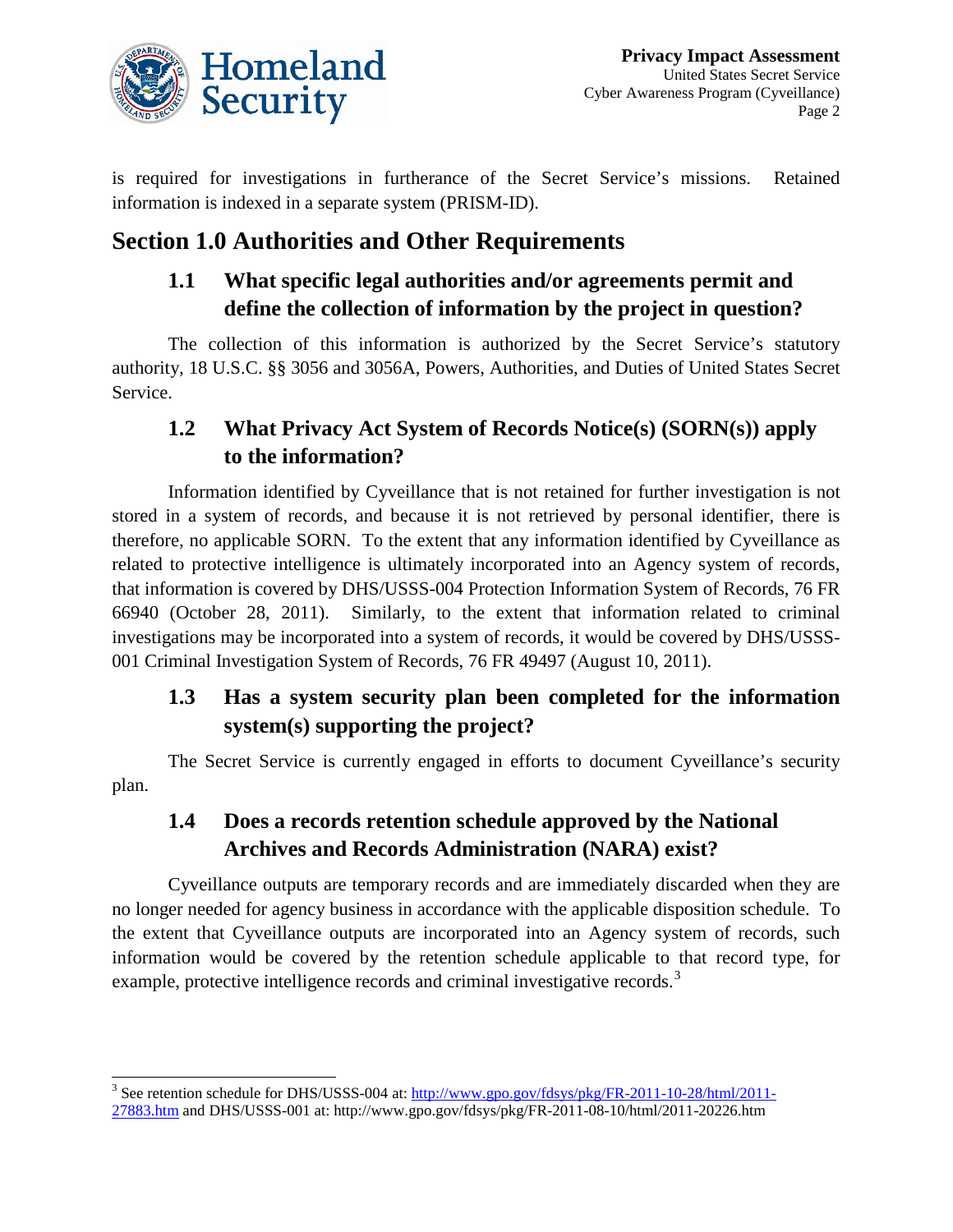is required for investigations in furtherance of the Secret Service's missions. Retained information is indexed in a separate system (PRISM-ID).

## Section 1.0 Authorities and Other Requirements

### 1.1 What specific legal authorities and/or agreements permit and define the collection of information by the project in question?

The collection of this information is authorized by the Secret Service's statutory authority, 18 U.S.C. §§ 3056 and 3056A, Powers, Authorities, and Duties of United States Secret Service.

### 1.2 What Privacy Act System of Records Notice(s) (SORN(s)) apply to the information?

Information identified by Cyveillance that is not retained for further investigation is not stored in a system of records, and because it is not retrieved by personal identifier, there is therefore, no applicable SORN. To the extent that any information identified by Cyveillance as related to protective intelligence is ultimately incorporated into an Agency system of records, that information is covered by DHS/USSS-004 Protection Information System of Records, 76 FR 66940 (October 28, 2011). Similarly, to the extent that information related to criminal investigations may be incorporated into a system of records, it would be covered by DHS/USSS-001 Criminal Investigation System of Records, 76 FR 49497 (August 10, 2011).

### 1.3 Has a system security plan been completed for the information system(s) supporting the project?

The Secret Service is currently engaged in efforts to document Cyveillance's security plan.

### 1.4 Does a records retention schedule approved by the National Archives and Records Administration (NARA) exist?

Cyveillance outputs are temporary records and are immediately discarded when they are no longer needed for agency business in accordance with the applicable disposition schedule. To the extent that Cyveillance outputs are incorporated into an Agency system of records, such information would be covered by the retention schedule applicable to that record type, for example, protective intelligence records and criminal investigative records.[3]

[3] See retention schedule for DHS/USSS-004 at: http://www.gpo.gov/fdsys/pkg/FR-2011-10-28/html/2011-27883.htm and DHS/USSS-001 at: http://www.gpo.gov/fdsys/pkg/FR-2011-08-10/html/2011-20226.htm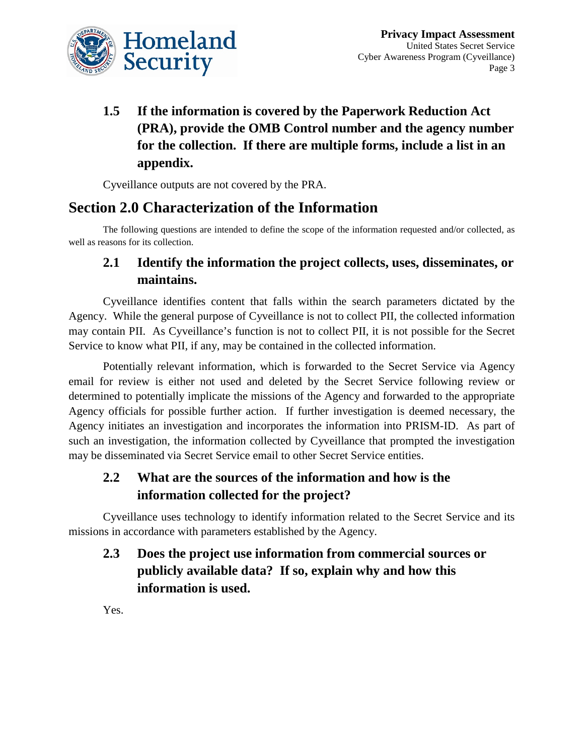### 1.5 If the information is covered by the Paperwork Reduction Act (PRA), provide the OMB Control number and the agency number for the collection. If there are multiple forms, include a list in an appendix.

Cyveillance outputs are not covered by the PRA.

## Section 2.0 Characterization of the Information

The following questions are intended to define the scope of the information requested and/or collected, as well as reasons for its collection.

### 2.1 Identify the information the project collects, uses, disseminates, or maintains.

Cyveillance identifies content that falls within the search parameters dictated by the Agency. While the general purpose of Cyveillance is not to collect PII, the collected information may contain PII. As Cyveillance's function is not to collect PII, it is not possible for the Secret Service to know what PII, if any, may be contained in the collected information.

Potentially relevant information, which is forwarded to the Secret Service via Agency email for review is either not used and deleted by the Secret Service following review or determined to potentially implicate the missions of the Agency and forwarded to the appropriate Agency officials for possible further action. If further investigation is deemed necessary, the Agency initiates an investigation and incorporates the information into PRISM-ID. As part of such an investigation, the information collected by Cyveillance that prompted the investigation may be disseminated via Secret Service email to other Secret Service entities.

### 2.2 What are the sources of the information and how is the information collected for the project?

Cyveillance uses technology to identify information related to the Secret Service and its missions in accordance with parameters established by the Agency.

### 2.3 Does the project use information from commercial sources or publicly available data? If so, explain why and how this information is used.

Yes.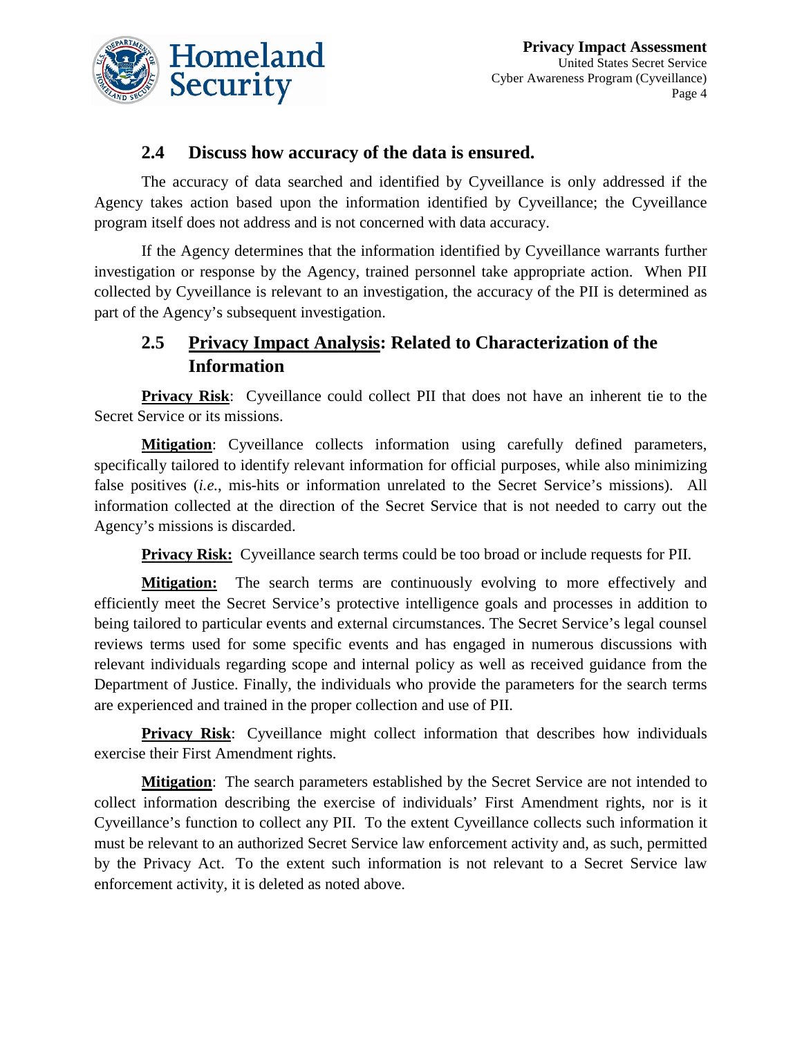## 2.4 Discuss how accuracy of the data is ensured.

The accuracy of data searched and identified by Cyveillance is only addressed if the Agency takes action based upon the information identified by Cyveillance; the Cyveillance program itself does not address and is not concerned with data accuracy.

If the Agency determines that the information identified by Cyveillance warrants further investigation or response by the Agency, trained personnel take appropriate action. When PII collected by Cyveillance is relevant to an investigation, the accuracy of the PII is determined as part of the Agency's subsequent investigation.

## 2.5 Privacy Impact Analysis: Related to Characterization of the Information

**Privacy Risk**: Cyveillance could collect PII that does not have an inherent tie to the Secret Service or its missions.

**Mitigation**: Cyveillance collects information using carefully defined parameters, specifically tailored to identify relevant information for official purposes, while also minimizing false positives (*i.e.*, mis-hits or information unrelated to the Secret Service's missions). All information collected at the direction of the Secret Service that is not needed to carry out the Agency's missions is discarded.

**Privacy Risk:** Cyveillance search terms could be too broad or include requests for PII.

**Mitigation:** The search terms are continuously evolving to more effectively and efficiently meet the Secret Service's protective intelligence goals and processes in addition to being tailored to particular events and external circumstances. The Secret Service's legal counsel reviews terms used for some specific events and has engaged in numerous discussions with relevant individuals regarding scope and internal policy as well as received guidance from the Department of Justice. Finally, the individuals who provide the parameters for the search terms are experienced and trained in the proper collection and use of PII.

**Privacy Risk**: Cyveillance might collect information that describes how individuals exercise their First Amendment rights.

**Mitigation**: The search parameters established by the Secret Service are not intended to collect information describing the exercise of individuals' First Amendment rights, nor is it Cyveillance's function to collect any PII. To the extent Cyveillance collects such information it must be relevant to an authorized Secret Service law enforcement activity and, as such, permitted by the Privacy Act. To the extent such information is not relevant to a Secret Service law enforcement activity, it is deleted as noted above.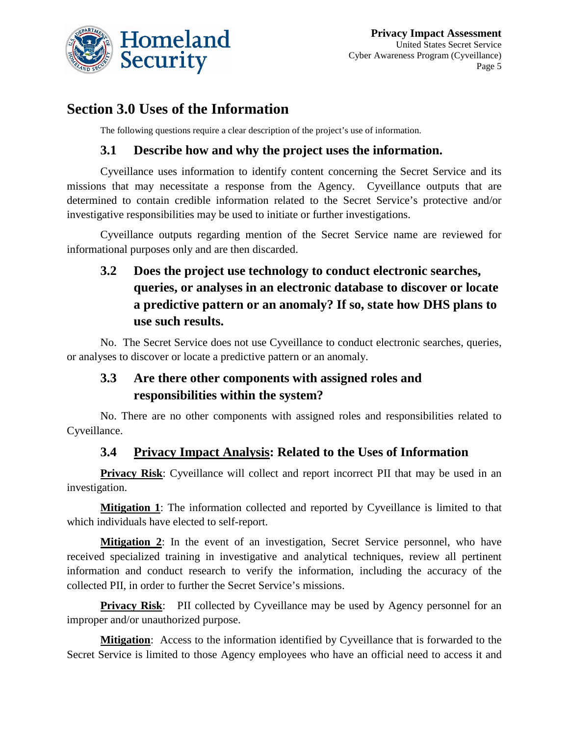## Section 3.0 Uses of the Information

The following questions require a clear description of the project's use of information.

### 3.1 Describe how and why the project uses the information.

Cyveillance uses information to identify content concerning the Secret Service and its missions that may necessitate a response from the Agency. Cyveillance outputs that are determined to contain credible information related to the Secret Service's protective and/or investigative responsibilities may be used to initiate or further investigations.

Cyveillance outputs regarding mention of the Secret Service name are reviewed for informational purposes only and are then discarded.

### 3.2 Does the project use technology to conduct electronic searches, queries, or analyses in an electronic database to discover or locate a predictive pattern or an anomaly? If so, state how DHS plans to use such results.

No. The Secret Service does not use Cyveillance to conduct electronic searches, queries, or analyses to discover or locate a predictive pattern or an anomaly.

### 3.3 Are there other components with assigned roles and responsibilities within the system?

No. There are no other components with assigned roles and responsibilities related to Cyveillance.

### 3.4 Privacy Impact Analysis: Related to the Uses of Information

**Privacy Risk**: Cyveillance will collect and report incorrect PII that may be used in an investigation.

**Mitigation 1**: The information collected and reported by Cyveillance is limited to that which individuals have elected to self-report.

**Mitigation 2**: In the event of an investigation, Secret Service personnel, who have received specialized training in investigative and analytical techniques, review all pertinent information and conduct research to verify the information, including the accuracy of the collected PII, in order to further the Secret Service's missions.

**Privacy Risk**: PII collected by Cyveillance may be used by Agency personnel for an improper and/or unauthorized purpose.

**Mitigation**: Access to the information identified by Cyveillance that is forwarded to the Secret Service is limited to those Agency employees who have an official need to access it and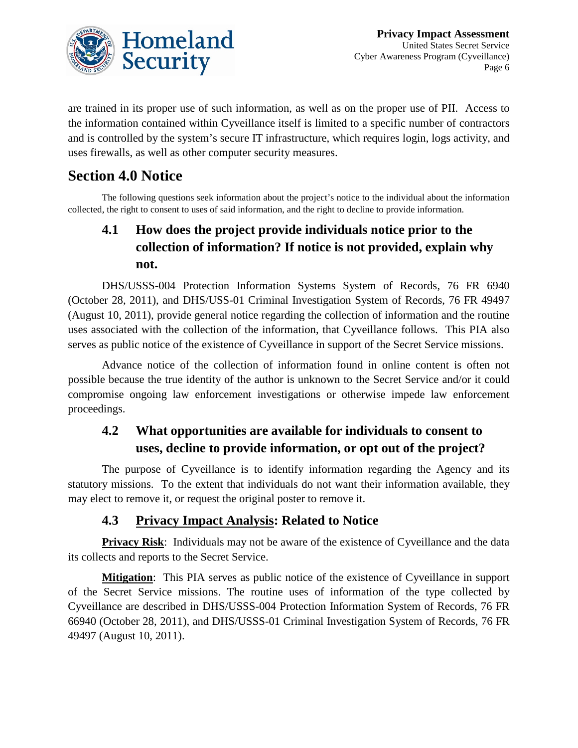are trained in its proper use of such information, as well as on the proper use of PII. Access to the information contained within Cyveillance itself is limited to a specific number of contractors and is controlled by the system's secure IT infrastructure, which requires login, logs activity, and uses firewalls, as well as other computer security measures.

## Section 4.0 Notice

The following questions seek information about the project's notice to the individual about the information collected, the right to consent to uses of said information, and the right to decline to provide information.

### 4.1 How does the project provide individuals notice prior to the collection of information? If notice is not provided, explain why not.

DHS/USSS-004 Protection Information Systems System of Records, 76 FR 6940 (October 28, 2011), and DHS/USS-01 Criminal Investigation System of Records, 76 FR 49497 (August 10, 2011), provide general notice regarding the collection of information and the routine uses associated with the collection of the information, that Cyveillance follows. This PIA also serves as public notice of the existence of Cyveillance in support of the Secret Service missions.

Advance notice of the collection of information found in online content is often not possible because the true identity of the author is unknown to the Secret Service and/or it could compromise ongoing law enforcement investigations or otherwise impede law enforcement proceedings.

### 4.2 What opportunities are available for individuals to consent to uses, decline to provide information, or opt out of the project?

The purpose of Cyveillance is to identify information regarding the Agency and its statutory missions. To the extent that individuals do not want their information available, they may elect to remove it, or request the original poster to remove it.

### 4.3 Privacy Impact Analysis: Related to Notice

**Privacy Risk**: Individuals may not be aware of the existence of Cyveillance and the data its collects and reports to the Secret Service.

**Mitigation**: This PIA serves as public notice of the existence of Cyveillance in support of the Secret Service missions. The routine uses of information of the type collected by Cyveillance are described in DHS/USSS-004 Protection Information System of Records, 76 FR 66940 (October 28, 2011), and DHS/USSS-01 Criminal Investigation System of Records, 76 FR 49497 (August 10, 2011).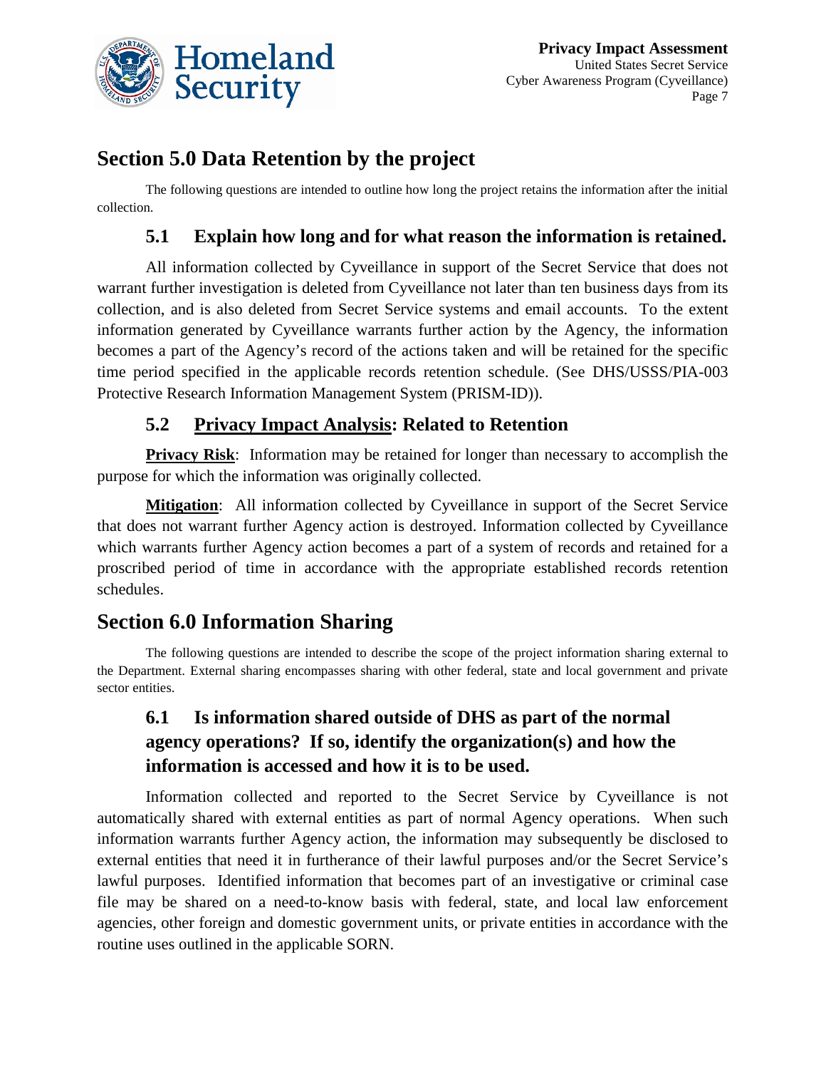## Section 5.0 Data Retention by the project

The following questions are intended to outline how long the project retains the information after the initial collection.

### 5.1 Explain how long and for what reason the information is retained.

All information collected by Cyveillance in support of the Secret Service that does not warrant further investigation is deleted from Cyveillance not later than ten business days from its collection, and is also deleted from Secret Service systems and email accounts. To the extent information generated by Cyveillance warrants further action by the Agency, the information becomes a part of the Agency's record of the actions taken and will be retained for the specific time period specified in the applicable records retention schedule. (See DHS/USSS/PIA-003 Protective Research Information Management System (PRISM-ID)).

### 5.2 <u>Privacy Impact Analysis</u>: Related to Retention

**<u>Privacy Risk</u>**: Information may be retained for longer than necessary to accomplish the purpose for which the information was originally collected.

**<u>Mitigation</u>**: All information collected by Cyveillance in support of the Secret Service that does not warrant further Agency action is destroyed. Information collected by Cyveillance which warrants further Agency action becomes a part of a system of records and retained for a proscribed period of time in accordance with the appropriate established records retention schedules.

## Section 6.0 Information Sharing

The following questions are intended to describe the scope of the project information sharing external to the Department. External sharing encompasses sharing with other federal, state and local government and private sector entities.

### 6.1 Is information shared outside of DHS as part of the normal agency operations? If so, identify the organization(s) and how the information is accessed and how it is to be used.

Information collected and reported to the Secret Service by Cyveillance is not automatically shared with external entities as part of normal Agency operations. When such information warrants further Agency action, the information may subsequently be disclosed to external entities that need it in furtherance of their lawful purposes and/or the Secret Service's lawful purposes. Identified information that becomes part of an investigative or criminal case file may be shared on a need-to-know basis with federal, state, and local law enforcement agencies, other foreign and domestic government units, or private entities in accordance with the routine uses outlined in the applicable SORN.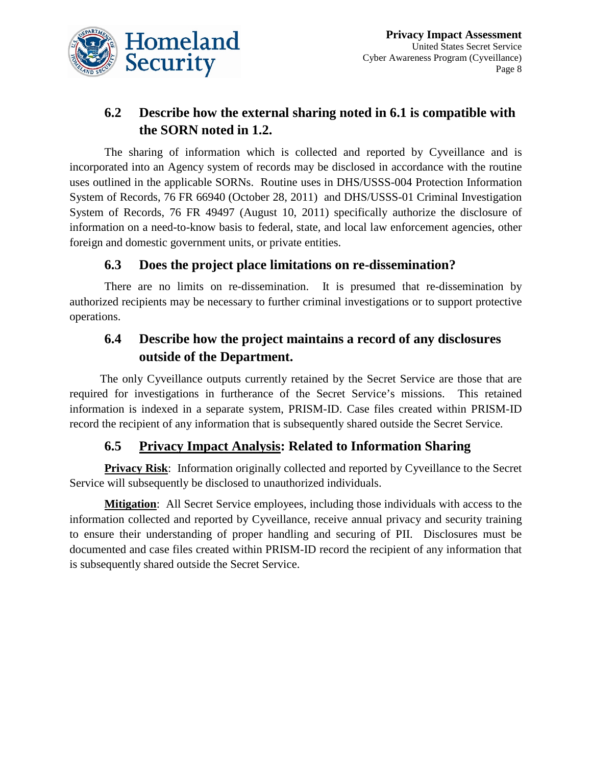### 6.2 Describe how the external sharing noted in 6.1 is compatible with the SORN noted in 1.2.

The sharing of information which is collected and reported by Cyveillance and is incorporated into an Agency system of records may be disclosed in accordance with the routine uses outlined in the applicable SORNs. Routine uses in DHS/USSS-004 Protection Information System of Records, 76 FR 66940 (October 28, 2011) and DHS/USSS-01 Criminal Investigation System of Records, 76 FR 49497 (August 10, 2011) specifically authorize the disclosure of information on a need-to-know basis to federal, state, and local law enforcement agencies, other foreign and domestic government units, or private entities.

### 6.3 Does the project place limitations on re-dissemination?

There are no limits on re-dissemination. It is presumed that re-dissemination by authorized recipients may be necessary to further criminal investigations or to support protective operations.

### 6.4 Describe how the project maintains a record of any disclosures outside of the Department.

The only Cyveillance outputs currently retained by the Secret Service are those that are required for investigations in furtherance of the Secret Service's missions. This retained information is indexed in a separate system, PRISM-ID. Case files created within PRISM-ID record the recipient of any information that is subsequently shared outside the Secret Service.

### 6.5 Privacy Impact Analysis: Related to Information Sharing

**Privacy Risk**: Information originally collected and reported by Cyveillance to the Secret Service will subsequently be disclosed to unauthorized individuals.

**Mitigation**: All Secret Service employees, including those individuals with access to the information collected and reported by Cyveillance, receive annual privacy and security training to ensure their understanding of proper handling and securing of PII. Disclosures must be documented and case files created within PRISM-ID record the recipient of any information that is subsequently shared outside the Secret Service.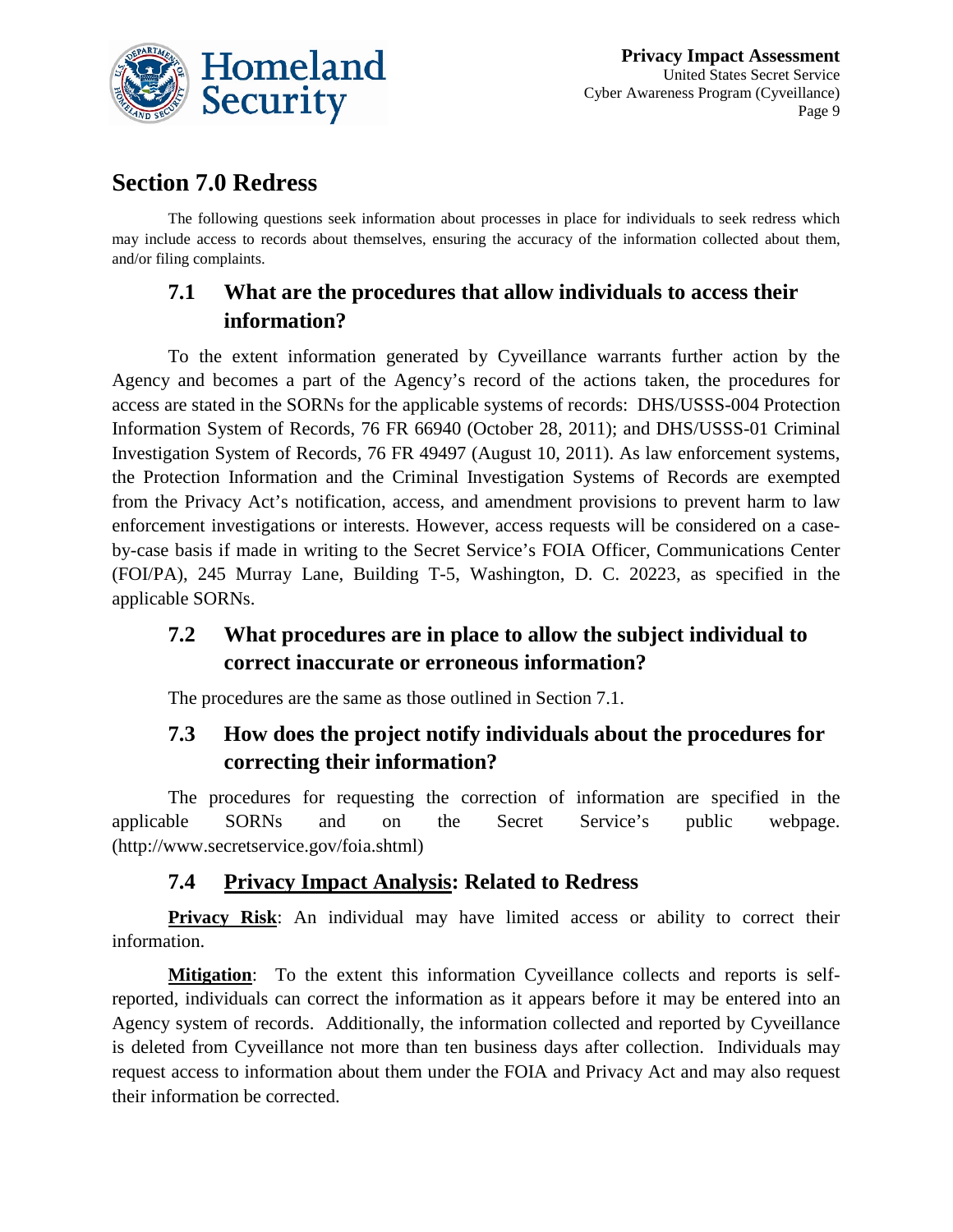## Section 7.0 Redress

The following questions seek information about processes in place for individuals to seek redress which may include access to records about themselves, ensuring the accuracy of the information collected about them, and/or filing complaints.

### 7.1 What are the procedures that allow individuals to access their information?

To the extent information generated by Cyveillance warrants further action by the Agency and becomes a part of the Agency's record of the actions taken, the procedures for access are stated in the SORNs for the applicable systems of records: DHS/USSS-004 Protection Information System of Records, 76 FR 66940 (October 28, 2011); and DHS/USSS-01 Criminal Investigation System of Records, 76 FR 49497 (August 10, 2011). As law enforcement systems, the Protection Information and the Criminal Investigation Systems of Records are exempted from the Privacy Act's notification, access, and amendment provisions to prevent harm to law enforcement investigations or interests. However, access requests will be considered on a case-by-case basis if made in writing to the Secret Service's FOIA Officer, Communications Center (FOI/PA), 245 Murray Lane, Building T-5, Washington, D. C. 20223, as specified in the applicable SORNs.

### 7.2 What procedures are in place to allow the subject individual to correct inaccurate or erroneous information?

The procedures are the same as those outlined in Section 7.1.

### 7.3 How does the project notify individuals about the procedures for correcting their information?

The procedures for requesting the correction of information are specified in the applicable SORNs and on the Secret Service's public webpage. (http://www.secretservice.gov/foia.shtml)

### 7.4 Privacy Impact Analysis: Related to Redress

**Privacy Risk**: An individual may have limited access or ability to correct their information.

**Mitigation**: To the extent this information Cyveillance collects and reports is self-reported, individuals can correct the information as it appears before it may be entered into an Agency system of records. Additionally, the information collected and reported by Cyveillance is deleted from Cyveillance not more than ten business days after collection. Individuals may request access to information about them under the FOIA and Privacy Act and may also request their information be corrected.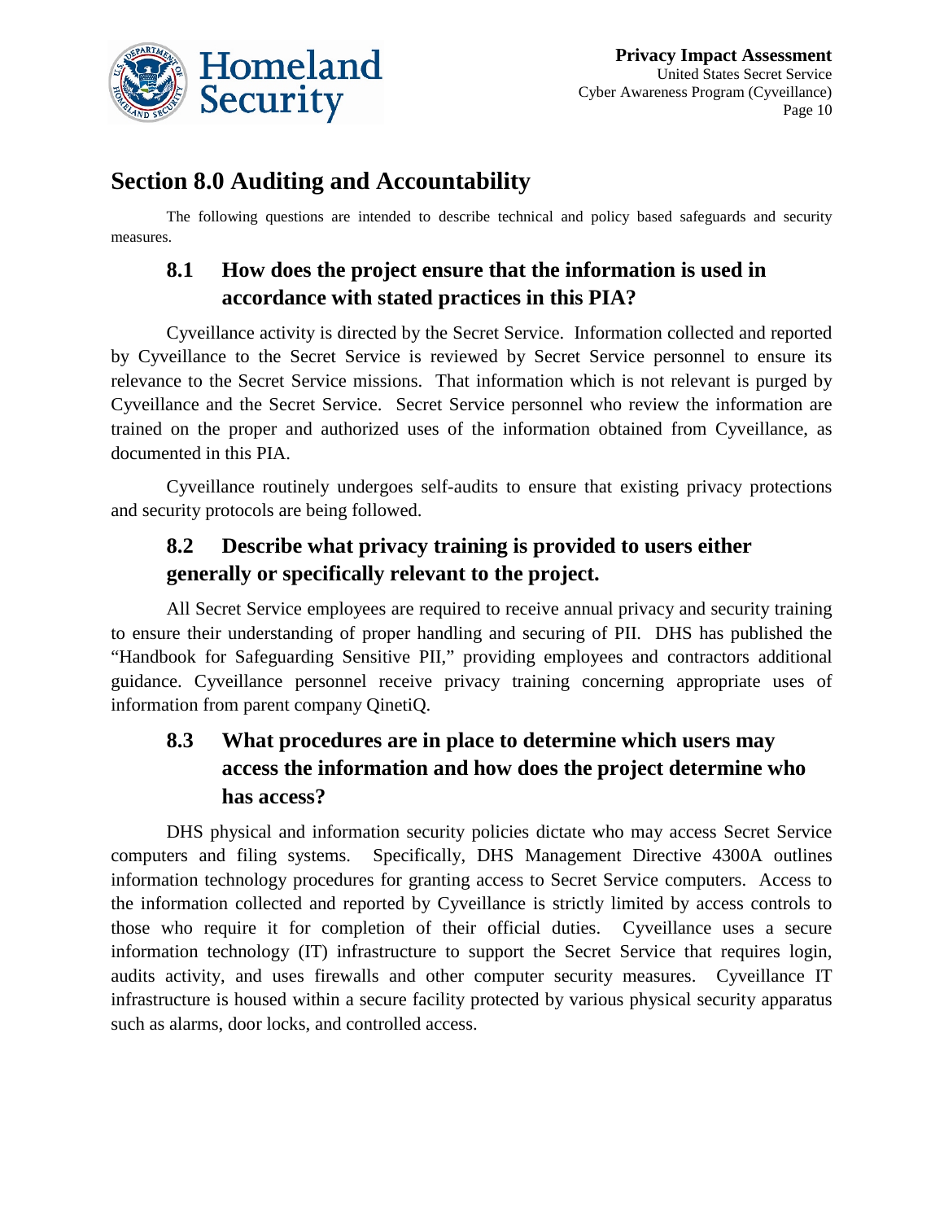## Section 8.0 Auditing and Accountability

The following questions are intended to describe technical and policy based safeguards and security measures.

### 8.1 How does the project ensure that the information is used in accordance with stated practices in this PIA?

Cyveillance activity is directed by the Secret Service. Information collected and reported by Cyveillance to the Secret Service is reviewed by Secret Service personnel to ensure its relevance to the Secret Service missions. That information which is not relevant is purged by Cyveillance and the Secret Service. Secret Service personnel who review the information are trained on the proper and authorized uses of the information obtained from Cyveillance, as documented in this PIA.

Cyveillance routinely undergoes self-audits to ensure that existing privacy protections and security protocols are being followed.

### 8.2 Describe what privacy training is provided to users either generally or specifically relevant to the project.

All Secret Service employees are required to receive annual privacy and security training to ensure their understanding of proper handling and securing of PII. DHS has published the "Handbook for Safeguarding Sensitive PII," providing employees and contractors additional guidance. Cyveillance personnel receive privacy training concerning appropriate uses of information from parent company QinetiQ.

### 8.3 What procedures are in place to determine which users may access the information and how does the project determine who has access?

DHS physical and information security policies dictate who may access Secret Service computers and filing systems. Specifically, DHS Management Directive 4300A outlines information technology procedures for granting access to Secret Service computers. Access to the information collected and reported by Cyveillance is strictly limited by access controls to those who require it for completion of their official duties. Cyveillance uses a secure information technology (IT) infrastructure to support the Secret Service that requires login, audits activity, and uses firewalls and other computer security measures. Cyveillance IT infrastructure is housed within a secure facility protected by various physical security apparatus such as alarms, door locks, and controlled access.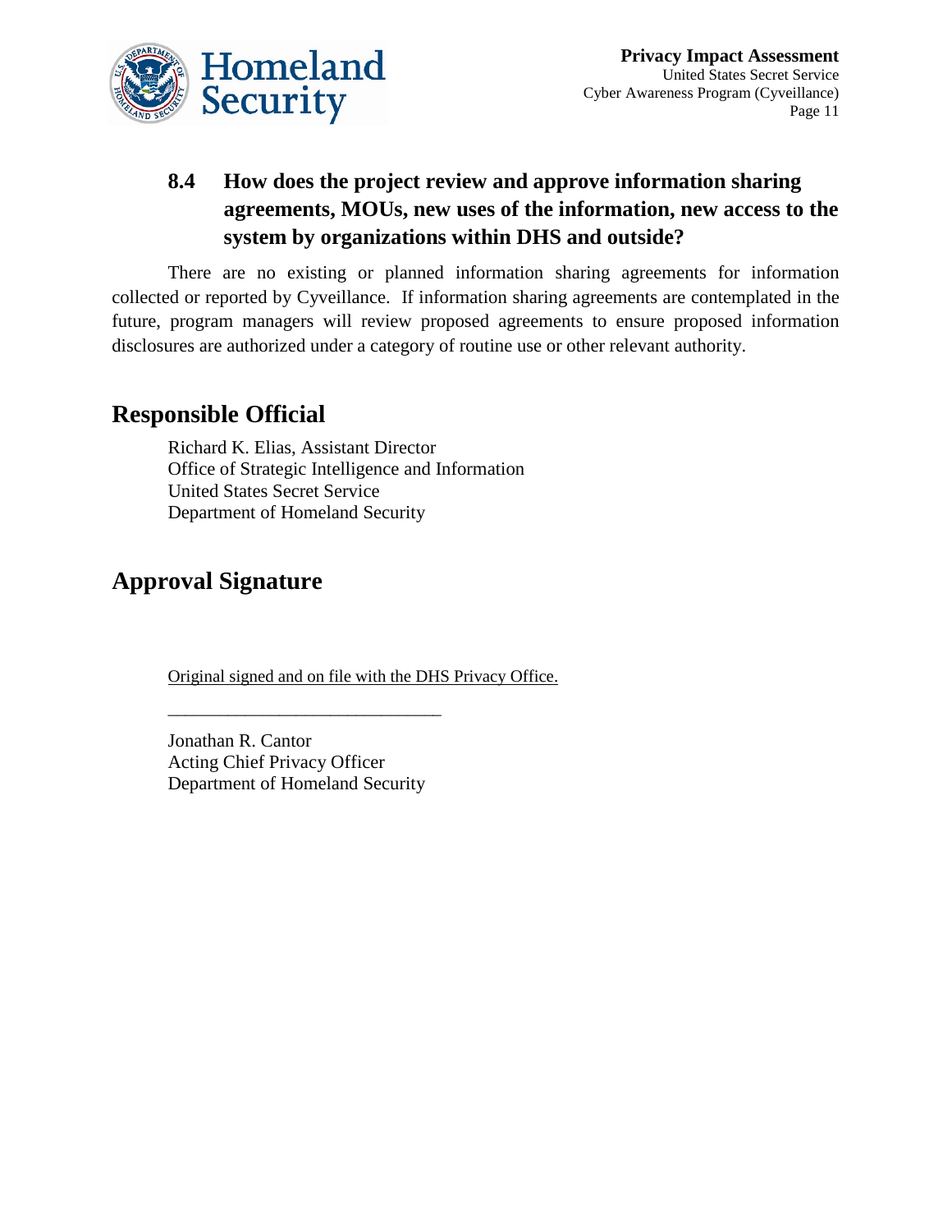### 8.4 How does the project review and approve information sharing agreements, MOUs, new uses of the information, new access to the system by organizations within DHS and outside?

There are no existing or planned information sharing agreements for information collected or reported by Cyveillance. If information sharing agreements are contemplated in the future, program managers will review proposed agreements to ensure proposed information disclosures are authorized under a category of routine use or other relevant authority.

## Responsible Official

Richard K. Elias, Assistant Director
Office of Strategic Intelligence and Information
United States Secret Service
Department of Homeland Security

## Approval Signature

Original signed and on file with the DHS Privacy Office.

\_\_\_\_\_\_\_\_\_\_\_\_\_\_\_\_\_\_\_\_\_\_\_\_\_\_\_\_\_\_\_\_\_

Jonathan R. Cantor
Acting Chief Privacy Officer
Department of Homeland Security